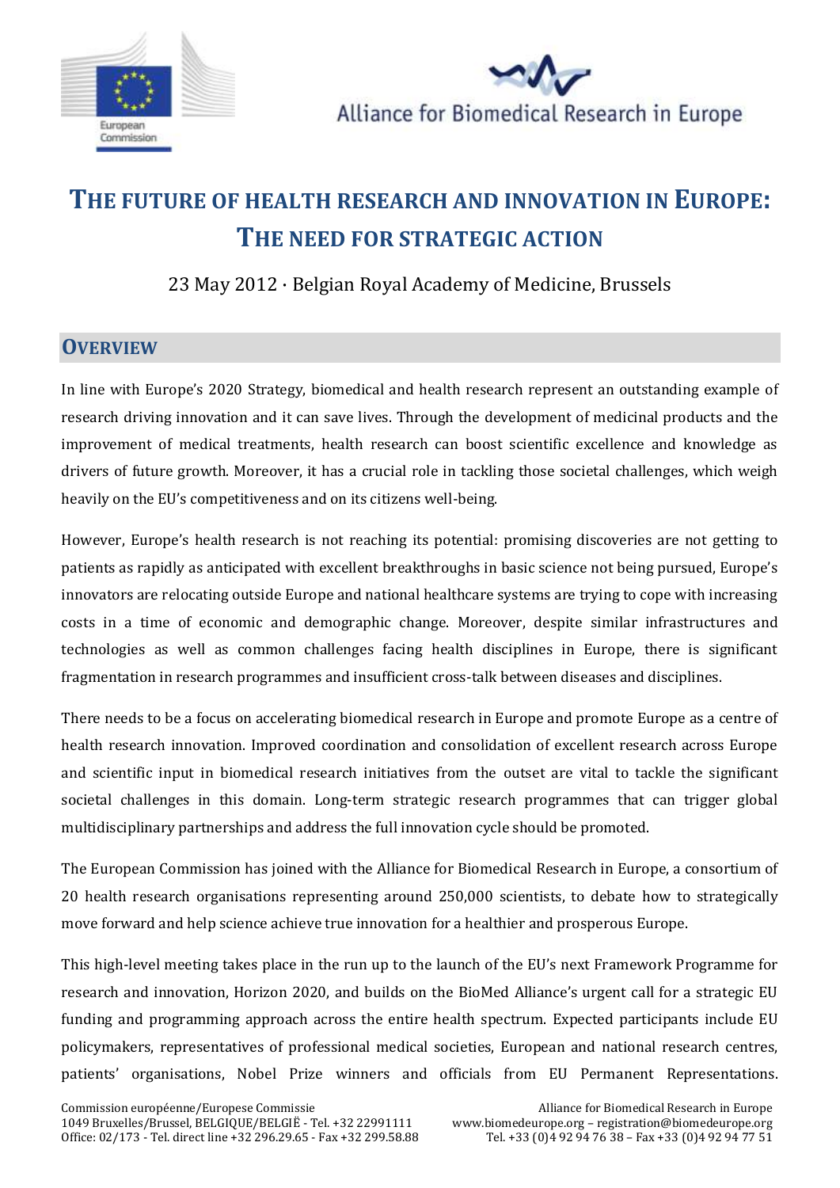European Commission

Alliance for Biomedical Research in Europe

# THE FUTURE OF HEALTH RESEARCH AND INNOVATION IN EUROPE: THE NEED FOR STRATEGIC ACTION

23 May 2012 · Belgian Royal Academy of Medicine, Brussels

## OVERVIEW

In line with Europe's 2020 Strategy, biomedical and health research represent an outstanding example of research driving innovation and it can save lives. Through the development of medicinal products and the improvement of medical treatments, health research can boost scientific excellence and knowledge as drivers of future growth. Moreover, it has a crucial role in tackling those societal challenges, which weigh heavily on the EU's competitiveness and on its citizens well-being.

However, Europe's health research is not reaching its potential: promising discoveries are not getting to patients as rapidly as anticipated with excellent breakthroughs in basic science not being pursued, Europe's innovators are relocating outside Europe and national healthcare systems are trying to cope with increasing costs in a time of economic and demographic change. Moreover, despite similar infrastructures and technologies as well as common challenges facing health disciplines in Europe, there is significant fragmentation in research programmes and insufficient cross-talk between diseases and disciplines.

There needs to be a focus on accelerating biomedical research in Europe and promote Europe as a centre of health research innovation. Improved coordination and consolidation of excellent research across Europe and scientific input in biomedical research initiatives from the outset are vital to tackle the significant societal challenges in this domain. Long-term strategic research programmes that can trigger global multidisciplinary partnerships and address the full innovation cycle should be promoted.

The European Commission has joined with the Alliance for Biomedical Research in Europe, a consortium of 20 health research organisations representing around 250,000 scientists, to debate how to strategically move forward and help science achieve true innovation for a healthier and prosperous Europe.

This high-level meeting takes place in the run up to the launch of the EU's next Framework Programme for research and innovation, Horizon 2020, and builds on the BioMed Alliance's urgent call for a strategic EU funding and programming approach across the entire health spectrum. Expected participants include EU policymakers, representatives of professional medical societies, European and national research centres, patients' organisations, Nobel Prize winners and officials from EU Permanent Representations.

Commission européenne/Europese Commissie
1049 Bruxelles/Brussel, BELGIQUE/BELGIË - Tel. +32 22991111
Office: 02/173 - Tel. direct line +32 296.29.65 - Fax +32 299.58.88

Alliance for Biomedical Research in Europe
www.biomedeurope.org – registration@biomedeurope.org
Tel. +33 (0)4 92 94 76 38 – Fax +33 (0)4 92 94 77 51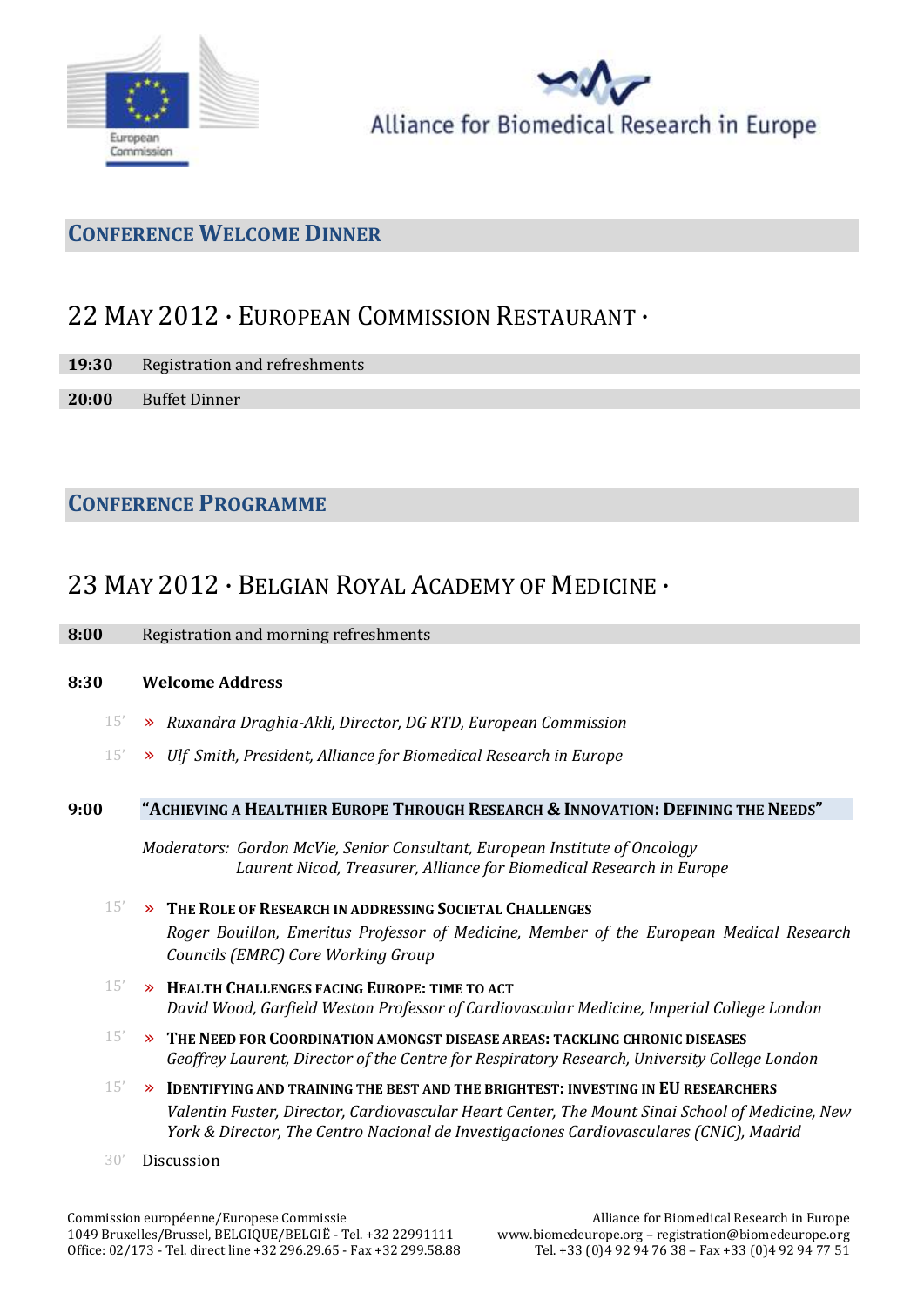Alliance for Biomedical Research in Europe

## CONFERENCE WELCOME DINNER

# 22 MAY 2012 · EUROPEAN COMMISSION RESTAURANT ·

**19:30** Registration and refreshments

**20:00** Buffet Dinner

## CONFERENCE PROGRAMME

# 23 MAY 2012 · BELGIAN ROYAL ACADEMY OF MEDICINE ·

**8:00** Registration and morning refreshments

**8:30** **Welcome Address**

- 15' » *Ruxandra Draghia-Akli, Director, DG RTD, European Commission*
- 15' » *Ulf Smith, President, Alliance for Biomedical Research in Europe*

**9:00** **"ACHIEVING A HEALTHIER EUROPE THROUGH RESEARCH & INNOVATION: DEFINING THE NEEDS"**

*Moderators: Gordon McVie, Senior Consultant, European Institute of Oncology*
*Laurent Nicod, Treasurer, Alliance for Biomedical Research in Europe*

- 15' » **THE ROLE OF RESEARCH IN ADDRESSING SOCIETAL CHALLENGES**
  *Roger Bouillon, Emeritus Professor of Medicine, Member of the European Medical Research Councils (EMRC) Core Working Group*
- 15' » **HEALTH CHALLENGES FACING EUROPE: TIME TO ACT**
  *David Wood, Garfield Weston Professor of Cardiovascular Medicine, Imperial College London*
- 15' » **THE NEED FOR COORDINATION AMONGST DISEASE AREAS: TACKLING CHRONIC DISEASES**
  *Geoffrey Laurent, Director of the Centre for Respiratory Research, University College London*
- 15' » **IDENTIFYING AND TRAINING THE BEST AND THE BRIGHTEST: INVESTING IN EU RESEARCHERS**
  *Valentin Fuster, Director, Cardiovascular Heart Center, The Mount Sinai School of Medicine, New York & Director, The Centro Nacional de Investigaciones Cardiovasculares (CNIC), Madrid*
- 30' Discussion

Commission européenne/Europese Commissie
1049 Bruxelles/Brussel, BELGIQUE/BELGIË - Tel. +32 22991111
Office: 02/173 - Tel. direct line +32 296.29.65 - Fax +32 299.58.88

Alliance for Biomedical Research in Europe
www.biomedeurope.org – registration@biomedeurope.org
Tel. +33 (0)4 92 94 76 38 – Fax +33 (0)4 92 94 77 51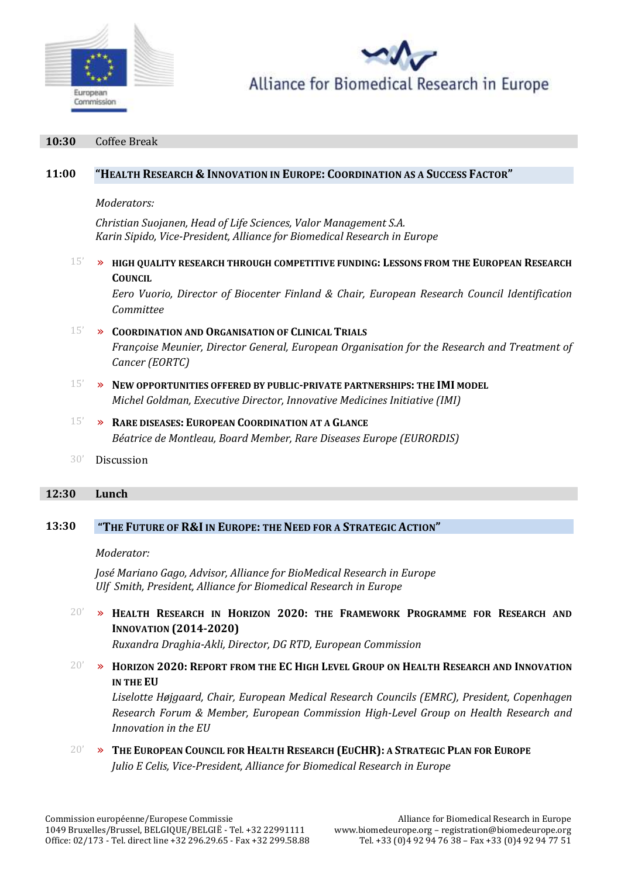Alliance for Biomedical Research in Europe

**10:30** Coffee Break

## 11:00 "Health Research & Innovation in Europe: Coordination as a Success Factor"

*Moderators:*

*Christian Suojanen, Head of Life Sciences, Valor Management S.A.*
*Karin Sipido, Vice-President, Alliance for Biomedical Research in Europe*

15' » **High quality research through competitive funding: Lessons from the European Research Council**
*Eero Vuorio, Director of Biocenter Finland & Chair, European Research Council Identification Committee*

15' » **Coordination and Organisation of Clinical Trials**
*Françoise Meunier, Director General, European Organisation for the Research and Treatment of Cancer (EORTC)*

15' » **New opportunities offered by public-private partnerships: the IMI model**
*Michel Goldman, Executive Director, Innovative Medicines Initiative (IMI)*

15' » **Rare diseases: European Coordination at a Glance**
*Béatrice de Montleau, Board Member, Rare Diseases Europe (EURORDIS)*

30' Discussion

**12:30** **Lunch**

## 13:30 "The Future of R&I in Europe: the Need for a Strategic Action"

*Moderator:*

*José Mariano Gago, Advisor, Alliance for BioMedical Research in Europe*
*Ulf Smith, President, Alliance for Biomedical Research in Europe*

20' » **Health Research in Horizon 2020: the Framework Programme for Research and Innovation (2014-2020)**
*Ruxandra Draghia-Akli, Director, DG RTD, European Commission*

20' » **Horizon 2020: Report from the EC High Level Group on Health Research and Innovation in the EU**
*Liselotte Højgaard, Chair, European Medical Research Councils (EMRC), President, Copenhagen Research Forum & Member, European Commission High-Level Group on Health Research and Innovation in the EU*

20' » **The European Council for Health Research (EuCHR): a Strategic Plan for Europe**
*Julio E Celis, Vice-President, Alliance for Biomedical Research in Europe*

Commission européenne/Europese Commissie
1049 Bruxelles/Brussel, BELGIQUE/BELGIË - Tel. +32 22991111
Office: 02/173 - Tel. direct line +32 296.29.65 - Fax +32 299.58.88

Alliance for Biomedical Research in Europe
www.biomedeurope.org – registration@biomedeurope.org
Tel. +33 (0)4 92 94 76 38 – Fax +33 (0)4 92 94 77 51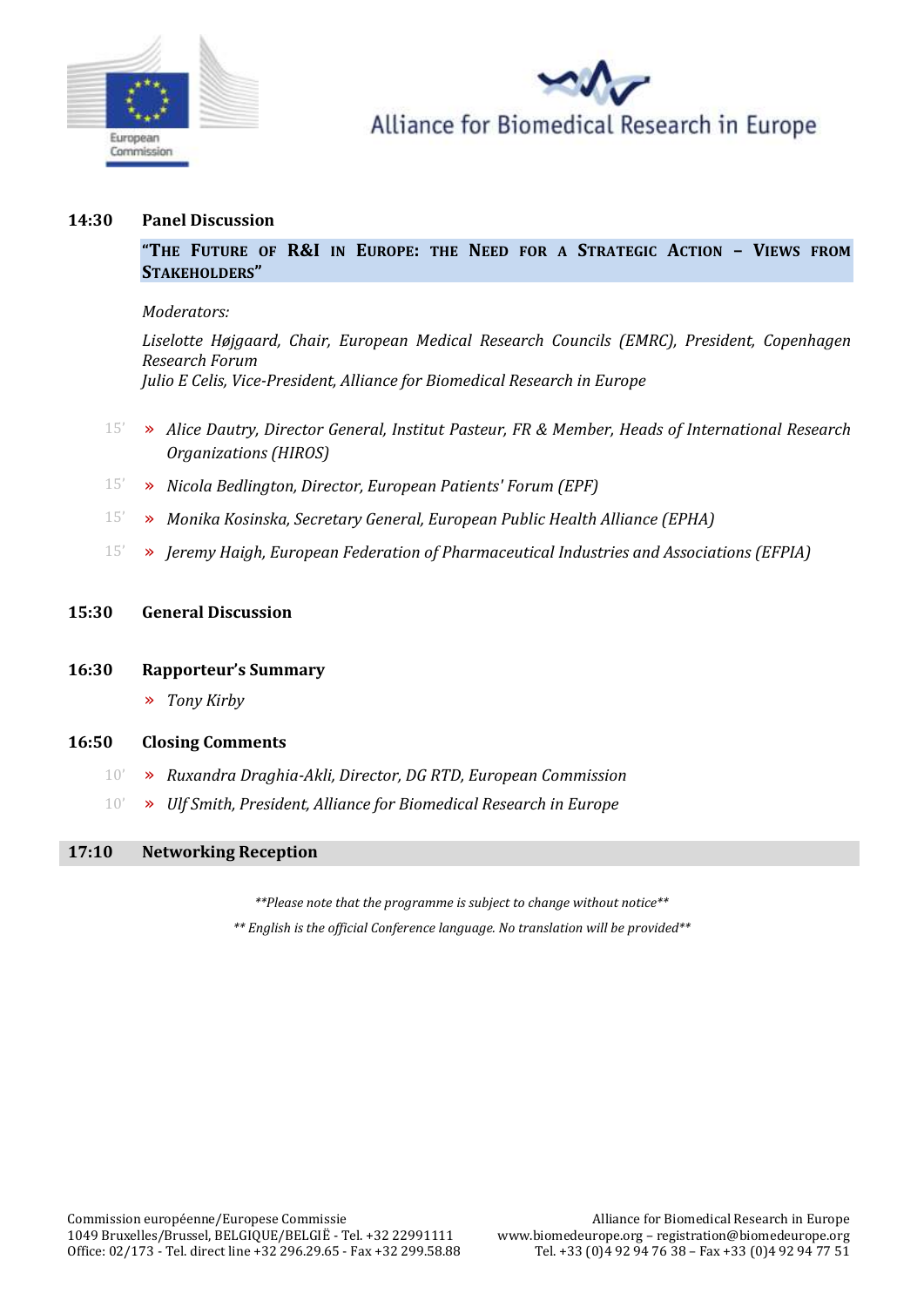**14:30 Panel Discussion**

**"THE FUTURE OF R&I IN EUROPE: THE NEED FOR A STRATEGIC ACTION – VIEWS FROM STAKEHOLDERS"**

*Moderators:*

*Liselotte Højgaard, Chair, European Medical Research Councils (EMRC), President, Copenhagen Research Forum*
*Julio E Celis, Vice-President, Alliance for Biomedical Research in Europe*

- 15' » *Alice Dautry, Director General, Institut Pasteur, FR & Member, Heads of International Research Organizations (HIROS)*
- 15' » *Nicola Bedlington, Director, European Patients' Forum (EPF)*
- 15' » *Monika Kosinska, Secretary General, European Public Health Alliance (EPHA)*
- 15' » *Jeremy Haigh, European Federation of Pharmaceutical Industries and Associations (EFPIA)*

**15:30 General Discussion**

**16:30 Rapporteur's Summary**

- » *Tony Kirby*

**16:50 Closing Comments**

- 10' » *Ruxandra Draghia-Akli, Director, DG RTD, European Commission*
- 10' » *Ulf Smith, President, Alliance for Biomedical Research in Europe*

**17:10 Networking Reception**

*\*\*Please note that the programme is subject to change without notice\*\**

*\*\* English is the official Conference language. No translation will be provided\*\**

Commission européenne/Europese Commissie
1049 Bruxelles/Brussel, BELGIQUE/BELGIË - Tel. +32 22991111
Office: 02/173 - Tel. direct line +32 296.29.65 - Fax +32 299.58.88

Alliance for Biomedical Research in Europe
www.biomedeurope.org – registration@biomedeurope.org
Tel. +33 (0)4 92 94 76 38 – Fax +33 (0)4 92 94 77 51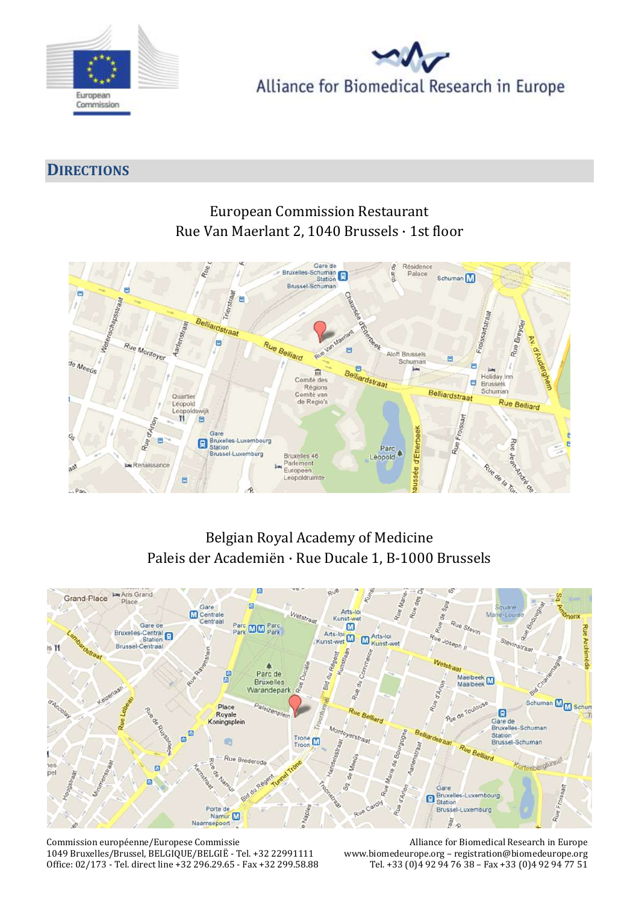European Commission

Alliance for Biomedical Research in Europe

## DIRECTIONS

European Commission Restaurant
Rue Van Maerlant 2, 1040 Brussels · 1st floor

Belgian Royal Academy of Medicine
Paleis der Academiën · Rue Ducale 1, B-1000 Brussels

Commission européenne/Europese Commissie
1049 Bruxelles/Brussel, BELGIQUE/BELGIË - Tel. +32 22991111
Office: 02/173 - Tel. direct line +32 296.29.65 - Fax +32 299.58.88

Alliance for Biomedical Research in Europe
www.biomedeurope.org – registration@biomedeurope.org
Tel. +33 (0)4 92 94 76 38 – Fax +33 (0)4 92 94 77 51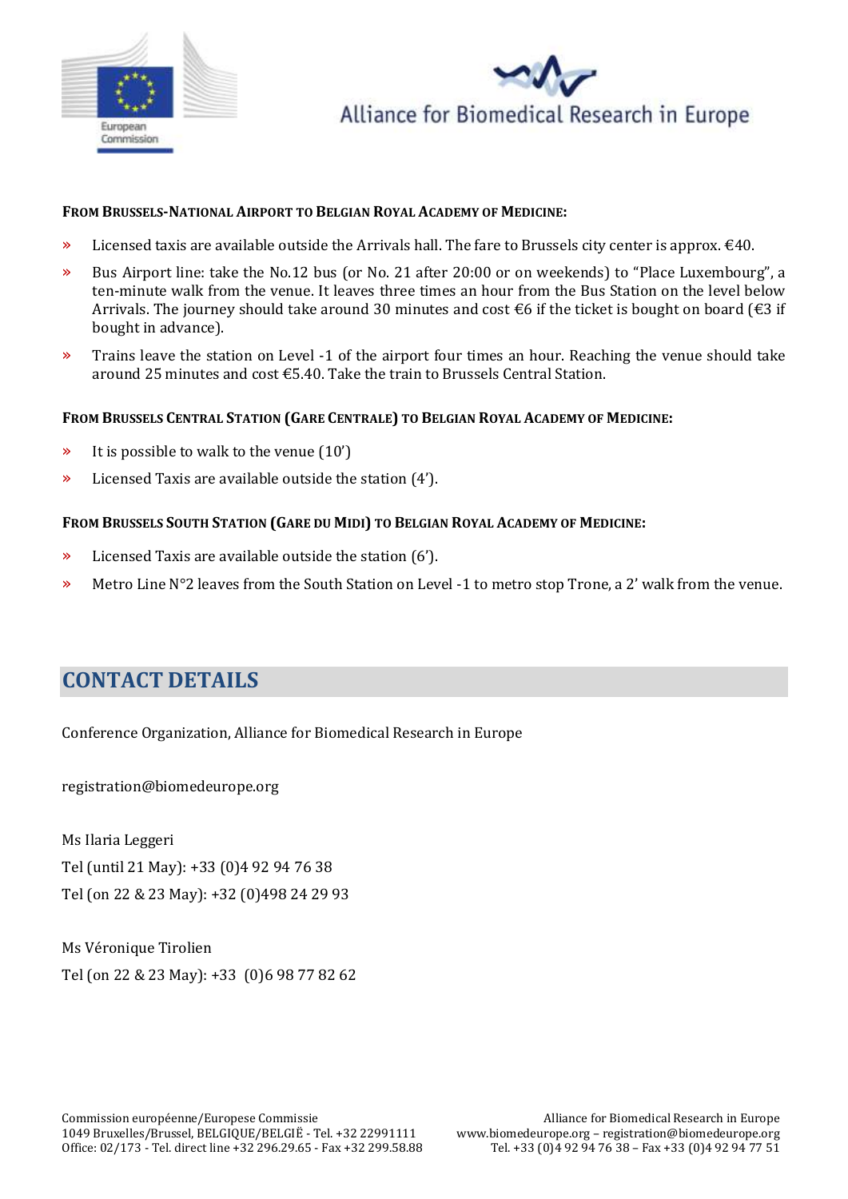**FROM BRUSSELS-NATIONAL AIRPORT TO BELGIAN ROYAL ACADEMY OF MEDICINE:**

- Licensed taxis are available outside the Arrivals hall. The fare to Brussels city center is approx. €40.
- Bus Airport line: take the No.12 bus (or No. 21 after 20:00 or on weekends) to "Place Luxembourg", a ten-minute walk from the venue. It leaves three times an hour from the Bus Station on the level below Arrivals. The journey should take around 30 minutes and cost €6 if the ticket is bought on board (€3 if bought in advance).
- Trains leave the station on Level -1 of the airport four times an hour. Reaching the venue should take around 25 minutes and cost €5.40. Take the train to Brussels Central Station.

**FROM BRUSSELS CENTRAL STATION (GARE CENTRALE) TO BELGIAN ROYAL ACADEMY OF MEDICINE:**

- It is possible to walk to the venue (10')
- Licensed Taxis are available outside the station (4').

**FROM BRUSSELS SOUTH STATION (GARE DU MIDI) TO BELGIAN ROYAL ACADEMY OF MEDICINE:**

- Licensed Taxis are available outside the station (6').
- Metro Line N°2 leaves from the South Station on Level -1 to metro stop Trone, a 2' walk from the venue.

## CONTACT DETAILS

Conference Organization, Alliance for Biomedical Research in Europe

registration@biomedeurope.org

Ms Ilaria Leggeri
Tel (until 21 May): +33 (0)4 92 94 76 38
Tel (on 22 & 23 May): +32 (0)498 24 29 93

Ms Véronique Tirolien
Tel (on 22 & 23 May): +33 (0)6 98 77 82 62